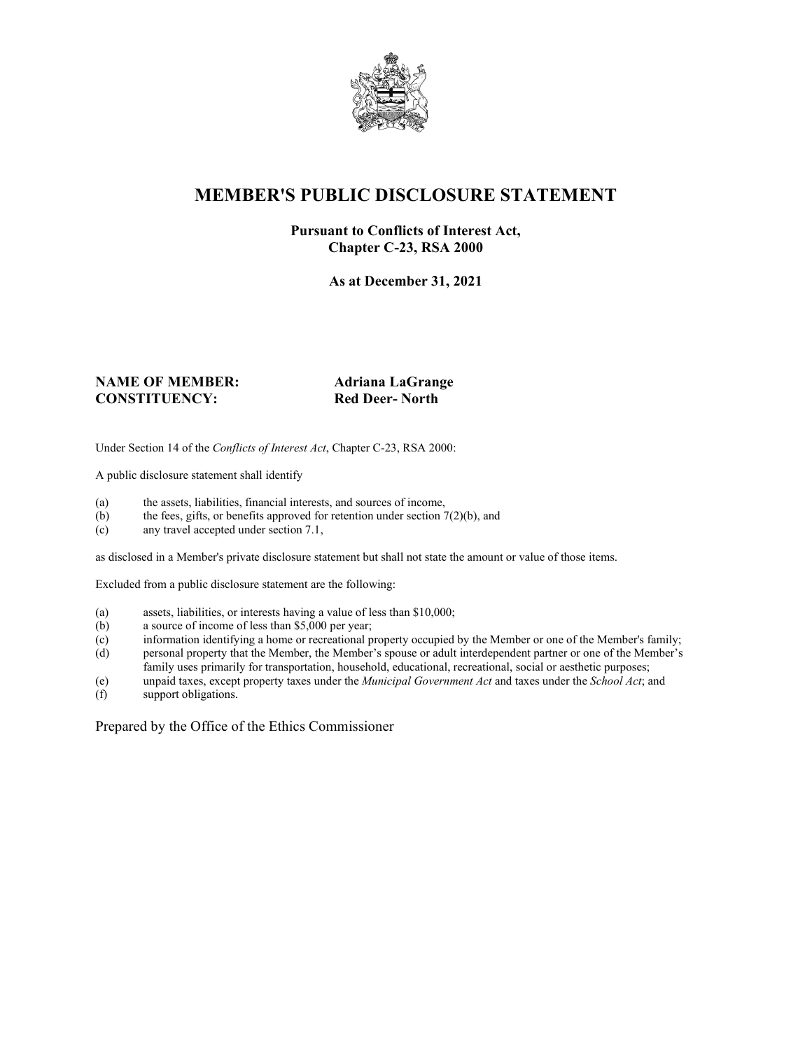# MEMBER'S PUBLIC DISCLOSURE STATEMENT

**Pursuant to Conflicts of Interest Act,**
**Chapter C-23, RSA 2000**

**As at December 31, 2021**

**NAME OF MEMBER:** **Adriana LaGrange**
**CONSTITUENCY:** **Red Deer- North**

Under Section 14 of the *Conflicts of Interest Act*, Chapter C-23, RSA 2000:

A public disclosure statement shall identify

(a) the assets, liabilities, financial interests, and sources of income,
(b) the fees, gifts, or benefits approved for retention under section 7(2)(b), and
(c) any travel accepted under section 7.1,

as disclosed in a Member's private disclosure statement but shall not state the amount or value of those items.

Excluded from a public disclosure statement are the following:

(a) assets, liabilities, or interests having a value of less than $10,000;
(b) a source of income of less than $5,000 per year;
(c) information identifying a home or recreational property occupied by the Member or one of the Member's family;
(d) personal property that the Member, the Member's spouse or adult interdependent partner or one of the Member's family uses primarily for transportation, household, educational, recreational, social or aesthetic purposes;
(e) unpaid taxes, except property taxes under the *Municipal Government Act* and taxes under the *School Act*; and
(f) support obligations.

Prepared by the Office of the Ethics Commissioner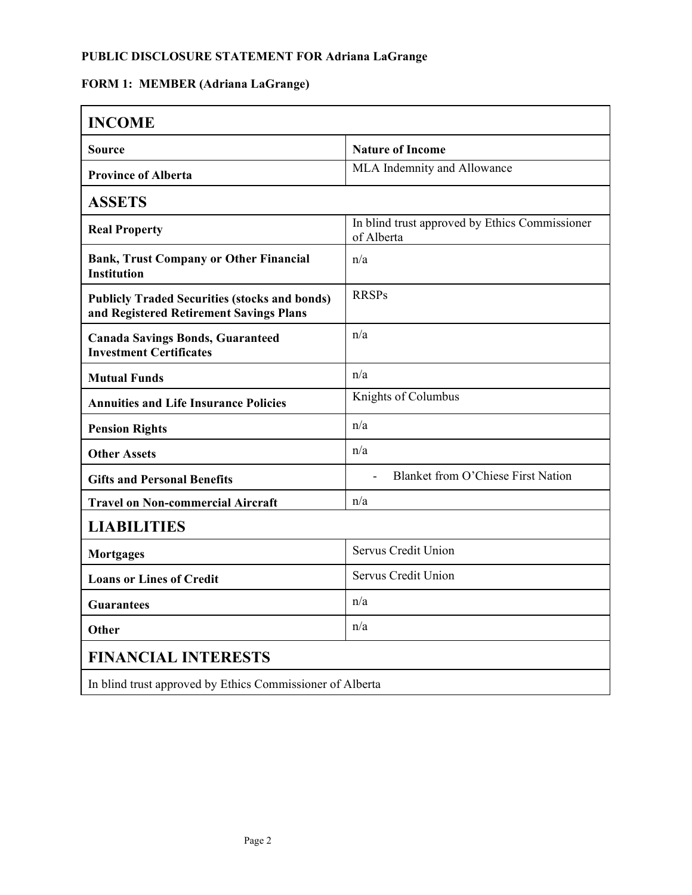**PUBLIC DISCLOSURE STATEMENT FOR Adriana LaGrange**

**FORM 1: MEMBER (Adriana LaGrange)**

| **INCOME** | |
|---|---|
| **Source** | **Nature of Income** |
| **Province of Alberta** | MLA Indemnity and Allowance |
| **ASSETS** | |
| **Real Property** | In blind trust approved by Ethics Commissioner of Alberta |
| **Bank, Trust Company or Other Financial Institution** | n/a |
| **Publicly Traded Securities (stocks and bonds) and Registered Retirement Savings Plans** | RRSPs |
| **Canada Savings Bonds, Guaranteed Investment Certificates** | n/a |
| **Mutual Funds** | n/a |
| **Annuities and Life Insurance Policies** | Knights of Columbus |
| **Pension Rights** | n/a |
| **Other Assets** | n/a |
| **Gifts and Personal Benefits** | - Blanket from O'Chiese First Nation |
| **Travel on Non-commercial Aircraft** | n/a |
| **LIABILITIES** | |
| **Mortgages** | Servus Credit Union |
| **Loans or Lines of Credit** | Servus Credit Union |
| **Guarantees** | n/a |
| **Other** | n/a |
| **FINANCIAL INTERESTS** | |
| In blind trust approved by Ethics Commissioner of Alberta | |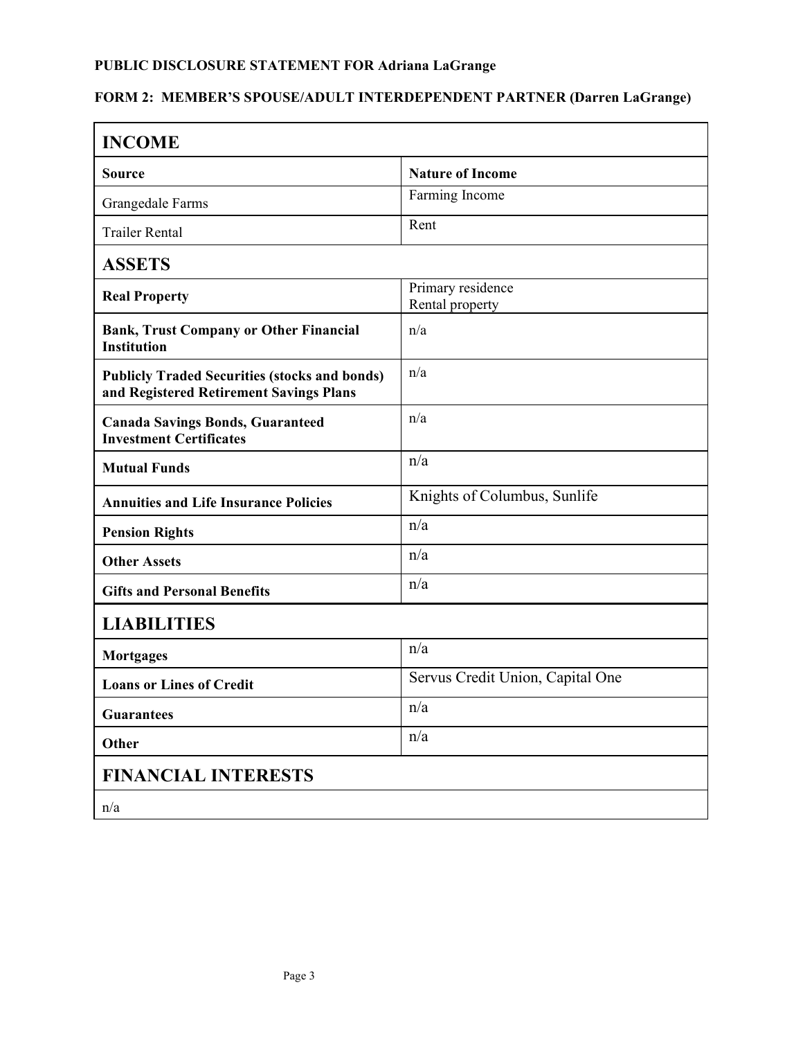**PUBLIC DISCLOSURE STATEMENT FOR Adriana LaGrange**

**FORM 2: MEMBER'S SPOUSE/ADULT INTERDEPENDENT PARTNER (Darren LaGrange)**

## INCOME

| Source | Nature of Income |
|---|---|
| Grangedale Farms | Farming Income |
| Trailer Rental | Rent |

## ASSETS

| | |
|---|---|
| **Real Property** | Primary residence<br>Rental property |
| **Bank, Trust Company or Other Financial Institution** | n/a |
| **Publicly Traded Securities (stocks and bonds) and Registered Retirement Savings Plans** | n/a |
| **Canada Savings Bonds, Guaranteed Investment Certificates** | n/a |
| **Mutual Funds** | n/a |
| **Annuities and Life Insurance Policies** | Knights of Columbus, Sunlife |
| **Pension Rights** | n/a |
| **Other Assets** | n/a |
| **Gifts and Personal Benefits** | n/a |

## LIABILITIES

| | |
|---|---|
| **Mortgages** | n/a |
| **Loans or Lines of Credit** | Servus Credit Union, Capital One |
| **Guarantees** | n/a |
| **Other** | n/a |

## FINANCIAL INTERESTS

n/a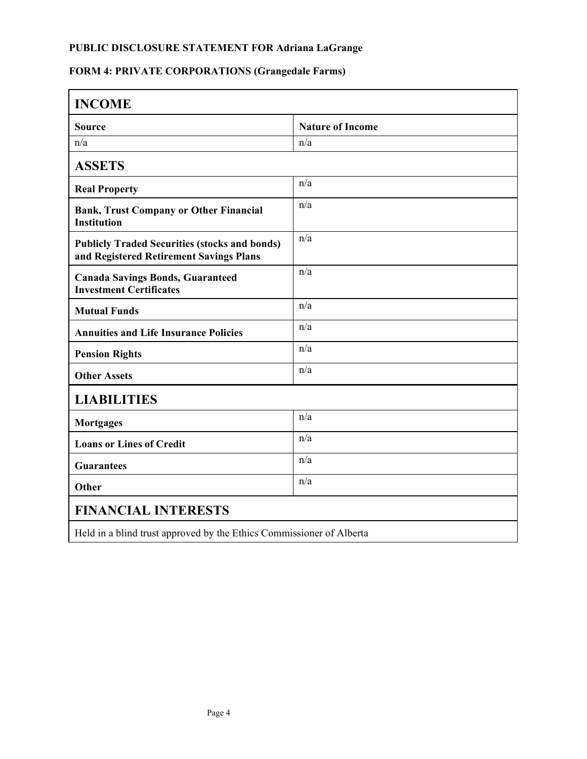**PUBLIC DISCLOSURE STATEMENT FOR Adriana LaGrange**

**FORM 4: PRIVATE CORPORATIONS (Grangedale Farms)**

| INCOME | |
|---|---|
| **Source** | **Nature of Income** |
| n/a | n/a |
| **ASSETS** | |
| **Real Property** | n/a |
| **Bank, Trust Company or Other Financial Institution** | n/a |
| **Publicly Traded Securities (stocks and bonds) and Registered Retirement Savings Plans** | n/a |
| **Canada Savings Bonds, Guaranteed Investment Certificates** | n/a |
| **Mutual Funds** | n/a |
| **Annuities and Life Insurance Policies** | n/a |
| **Pension Rights** | n/a |
| **Other Assets** | n/a |
| **LIABILITIES** | |
| **Mortgages** | n/a |
| **Loans or Lines of Credit** | n/a |
| **Guarantees** | n/a |
| **Other** | n/a |
| **FINANCIAL INTERESTS** | |
| Held in a blind trust approved by the Ethics Commissioner of Alberta | |